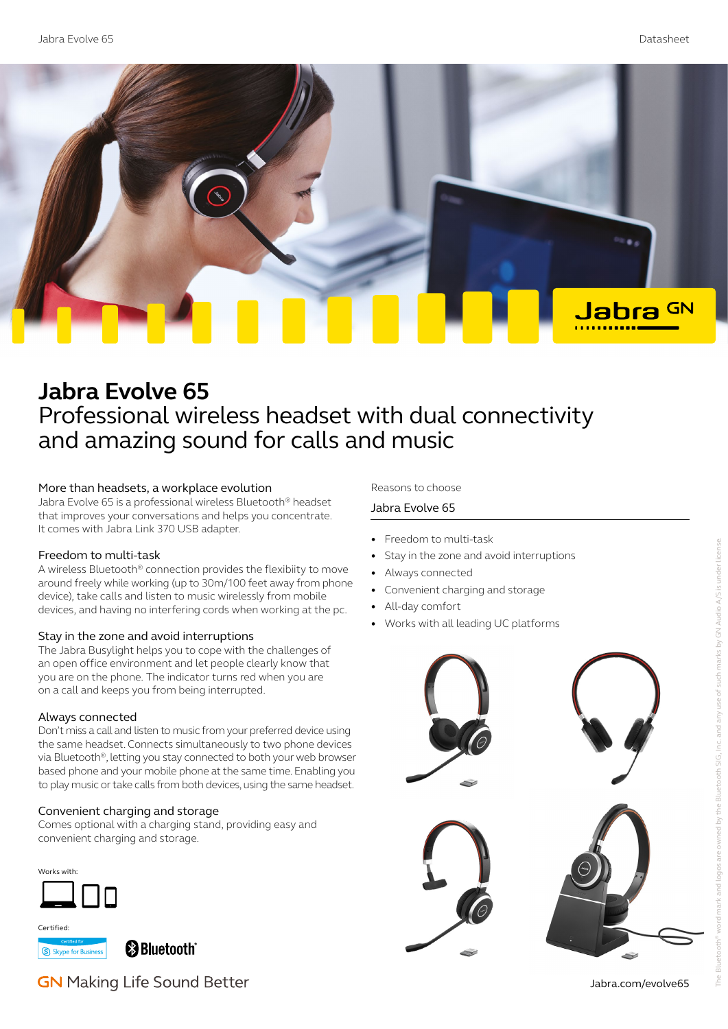# Jabra Evolve 65

## Professional wireless headset with dual connectivity and amazing sound for calls and music

### More than headsets, a workplace evolution

Jabra Evolve 65 is a professional wireless Bluetooth® headset that improves your conversations and helps you concentrate. It comes with Jabra Link 370 USB adapter.

### Freedom to multi-task

A wireless Bluetooth® connection provides the flexibiity to move around freely while working (up to 30m/100 feet away from phone device), take calls and listen to music wirelessly from mobile devices, and having no interfering cords when working at the pc.

### Stay in the zone and avoid interruptions

The Jabra Busylight helps you to cope with the challenges of an open office environment and let people clearly know that you are on the phone. The indicator turns red when you are on a call and keeps you from being interrupted.

### Always connected

Don't miss a call and listen to music from your preferred device using the same headset. Connects simultaneously to two phone devices via Bluetooth®, letting you stay connected to both your web browser based phone and your mobile phone at the same time. Enabling you to play music or take calls from both devices, using the same headset.

### Convenient charging and storage

Comes optional with a charging stand, providing easy and convenient charging and storage.

Works with:

Certified:

Certified for Skype for Business

Bluetooth®

GN Making Life Sound Better

Reasons to choose

**Jabra Evolve 65**

- Freedom to multi-task
- Stay in the zone and avoid interruptions
- Always connected
- Convenient charging and storage
- All-day comfort
- Works with all leading UC platforms

Jabra.com/evolve65

The Bluetooth® word mark and logos are owned by the Bluetooth SIG, Inc. and any use of such marks by GN Audio A/S is under license.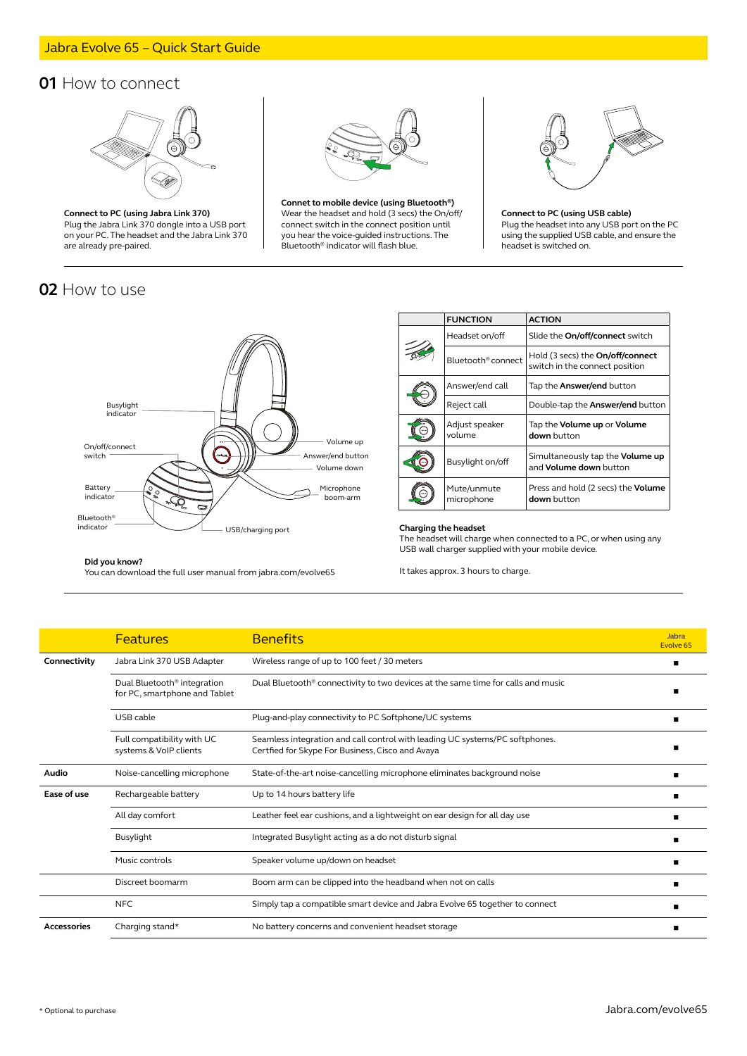# Jabra Evolve 65 – Quick Start Guide

## 01 How to connect

**Connect to PC (using Jabra Link 370)**
Plug the Jabra Link 370 dongle into a USB port on your PC. The headset and the Jabra Link 370 are already pre-paired.

**Connet to mobile device (using Bluetooth®)**
Wear the headset and hold (3 secs) the On/off/connect switch in the connect position until you hear the voice-guided instructions. The Bluetooth® indicator will flash blue.

**Connect to PC (using USB cable)**
Plug the headset into any USB port on the PC using the supplied USB cable, and ensure the headset is switched on.

## 02 How to use

Busylight indicator
On/off/connect switch
Battery indicator
Bluetooth® indicator
Volume up
Answer/end button
Volume down
Microphone boom-arm
USB/charging port

**Did you know?**
You can download the full user manual from jabra.com/evolve65

| | FUNCTION | ACTION |
|---|---|---|
| | Headset on/off | Slide the **On/off/connect** switch |
| | Bluetooth® connect | Hold (3 secs) the **On/off/connect** switch in the connect position |
| | Answer/end call | Tap the **Answer/end** button |
| | Reject call | Double-tap the **Answer/end** button |
| | Adjust speaker volume | Tap the **Volume up** or **Volume down** button |
| | Busylight on/off | Simultaneously tap the **Volume up** and **Volume down** button |
| | Mute/unmute microphone | Press and hold (2 secs) the **Volume down** button |

**Charging the headset**
The headset will charge when connected to a PC, or when using any USB wall charger supplied with your mobile device.

It takes approx. 3 hours to charge.

| | Features | Benefits | Jabra Evolve 65 |
|---|---|---|---|
| **Connectivity** | Jabra Link 370 USB Adapter | Wireless range of up to 100 feet / 30 meters | ■ |
| | Dual Bluetooth® integration for PC, smartphone and Tablet | Dual Bluetooth® connectivity to two devices at the same time for calls and music | ■ |
| | USB cable | Plug-and-play connectivity to PC Softphone/UC systems | ■ |
| | Full compatibility with UC systems & VoIP clients | Seamless integration and call control with leading UC systems/PC softphones. Certfied for Skype For Business, Cisco and Avaya | ■ |
| **Audio** | Noise-cancelling microphone | State-of-the-art noise-cancelling microphone eliminates background noise | ■ |
| **Ease of use** | Rechargeable battery | Up to 14 hours battery life | ■ |
| | All day comfort | Leather feel ear cushions, and a lightweight on ear design for all day use | ■ |
| | Busylight | Integrated Busylight acting as a do not disturb signal | ■ |
| | Music controls | Speaker volume up/down on headset | ■ |
| | Discreet boomarm | Boom arm can be clipped into the headband when not on calls | ■ |
| | NFC | Simply tap a compatible smart device and Jabra Evolve 65 together to connect | ■ |
| **Accessories** | Charging stand* | No battery concerns and convenient headset storage | ■ |

\* Optional to purchase

Jabra.com/evolve65